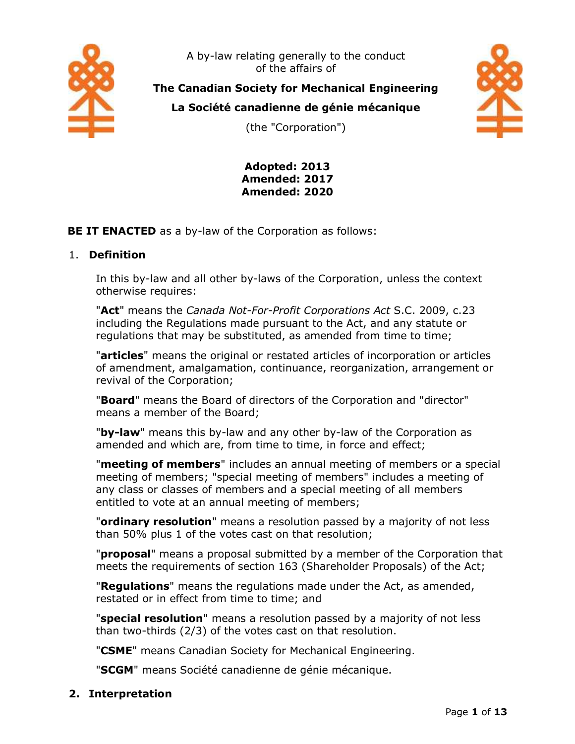A by-law relating generally to the conduct of the affairs of

**The Canadian Society for Mechanical Engineering**

**La Société canadienne de génie mécanique**

(the "Corporation")

**Adopted: 2013**
**Amended: 2017**
**Amended: 2020**

**BE IT ENACTED** as a by-law of the Corporation as follows:

## 1. Definition

In this by-law and all other by-laws of the Corporation, unless the context otherwise requires:

"**Act**" means the *Canada Not-For-Profit Corporations Act* S.C. 2009, c.23 including the Regulations made pursuant to the Act, and any statute or regulations that may be substituted, as amended from time to time;

"**articles**" means the original or restated articles of incorporation or articles of amendment, amalgamation, continuance, reorganization, arrangement or revival of the Corporation;

"**Board**" means the Board of directors of the Corporation and "director" means a member of the Board;

"**by-law**" means this by-law and any other by-law of the Corporation as amended and which are, from time to time, in force and effect;

"**meeting of members**" includes an annual meeting of members or a special meeting of members; "special meeting of members" includes a meeting of any class or classes of members and a special meeting of all members entitled to vote at an annual meeting of members;

"**ordinary resolution**" means a resolution passed by a majority of not less than 50% plus 1 of the votes cast on that resolution;

"**proposal**" means a proposal submitted by a member of the Corporation that meets the requirements of section 163 (Shareholder Proposals) of the Act;

"**Regulations**" means the regulations made under the Act, as amended, restated or in effect from time to time; and

"**special resolution**" means a resolution passed by a majority of not less than two-thirds (2/3) of the votes cast on that resolution.

"**CSME**" means Canadian Society for Mechanical Engineering.

"**SCGM**" means Société canadienne de génie mécanique.

## 2. Interpretation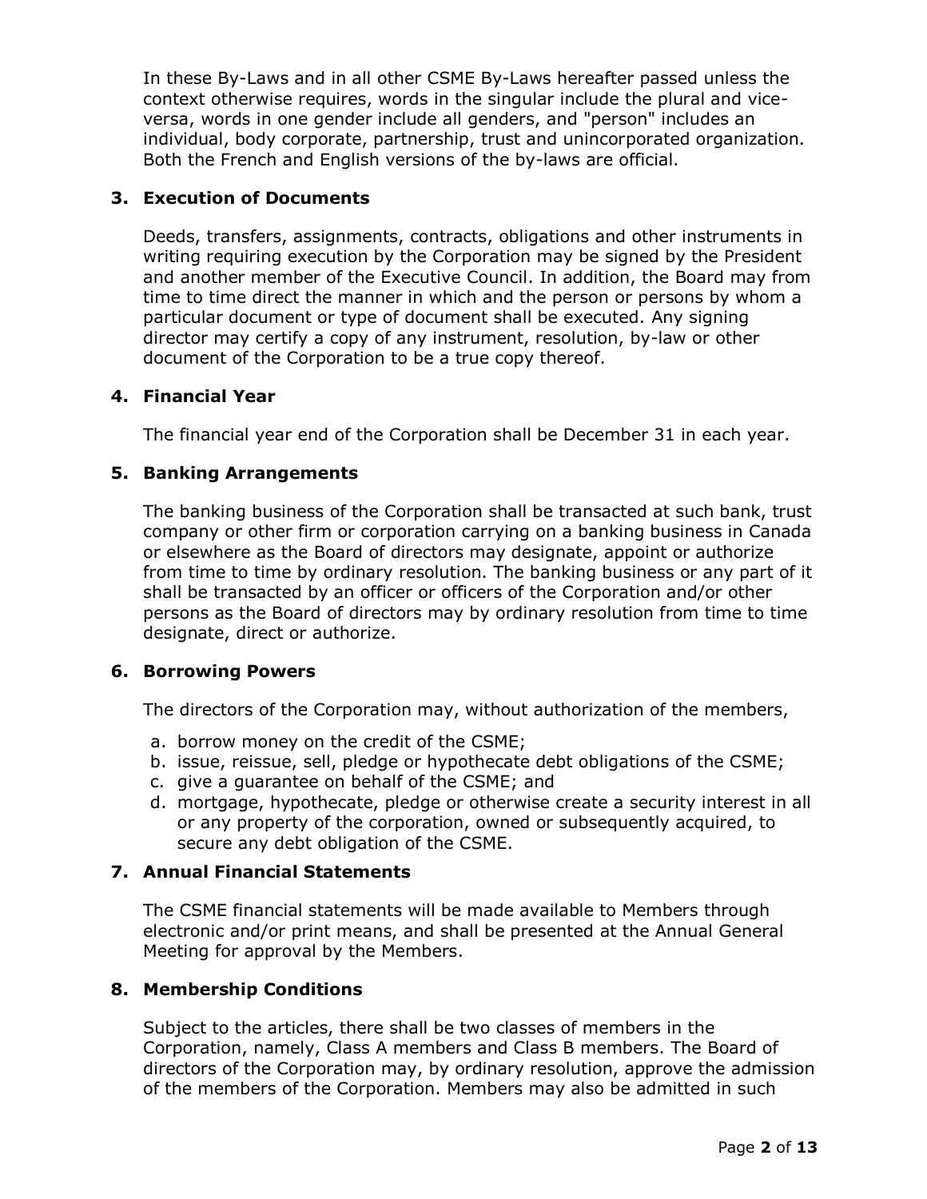In these By-Laws and in all other CSME By-Laws hereafter passed unless the context otherwise requires, words in the singular include the plural and vice-versa, words in one gender include all genders, and "person" includes an individual, body corporate, partnership, trust and unincorporated organization. Both the French and English versions of the by-laws are official.

### 3. Execution of Documents

Deeds, transfers, assignments, contracts, obligations and other instruments in writing requiring execution by the Corporation may be signed by the President and another member of the Executive Council. In addition, the Board may from time to time direct the manner in which and the person or persons by whom a particular document or type of document shall be executed. Any signing director may certify a copy of any instrument, resolution, by-law or other document of the Corporation to be a true copy thereof.

### 4. Financial Year

The financial year end of the Corporation shall be December 31 in each year.

### 5. Banking Arrangements

The banking business of the Corporation shall be transacted at such bank, trust company or other firm or corporation carrying on a banking business in Canada or elsewhere as the Board of directors may designate, appoint or authorize from time to time by ordinary resolution. The banking business or any part of it shall be transacted by an officer or officers of the Corporation and/or other persons as the Board of directors may by ordinary resolution from time to time designate, direct or authorize.

### 6. Borrowing Powers

The directors of the Corporation may, without authorization of the members,

a. borrow money on the credit of the CSME;
b. issue, reissue, sell, pledge or hypothecate debt obligations of the CSME;
c. give a guarantee on behalf of the CSME; and
d. mortgage, hypothecate, pledge or otherwise create a security interest in all or any property of the corporation, owned or subsequently acquired, to secure any debt obligation of the CSME.

### 7. Annual Financial Statements

The CSME financial statements will be made available to Members through electronic and/or print means, and shall be presented at the Annual General Meeting for approval by the Members.

### 8. Membership Conditions

Subject to the articles, there shall be two classes of members in the Corporation, namely, Class A members and Class B members. The Board of directors of the Corporation may, by ordinary resolution, approve the admission of the members of the Corporation. Members may also be admitted in such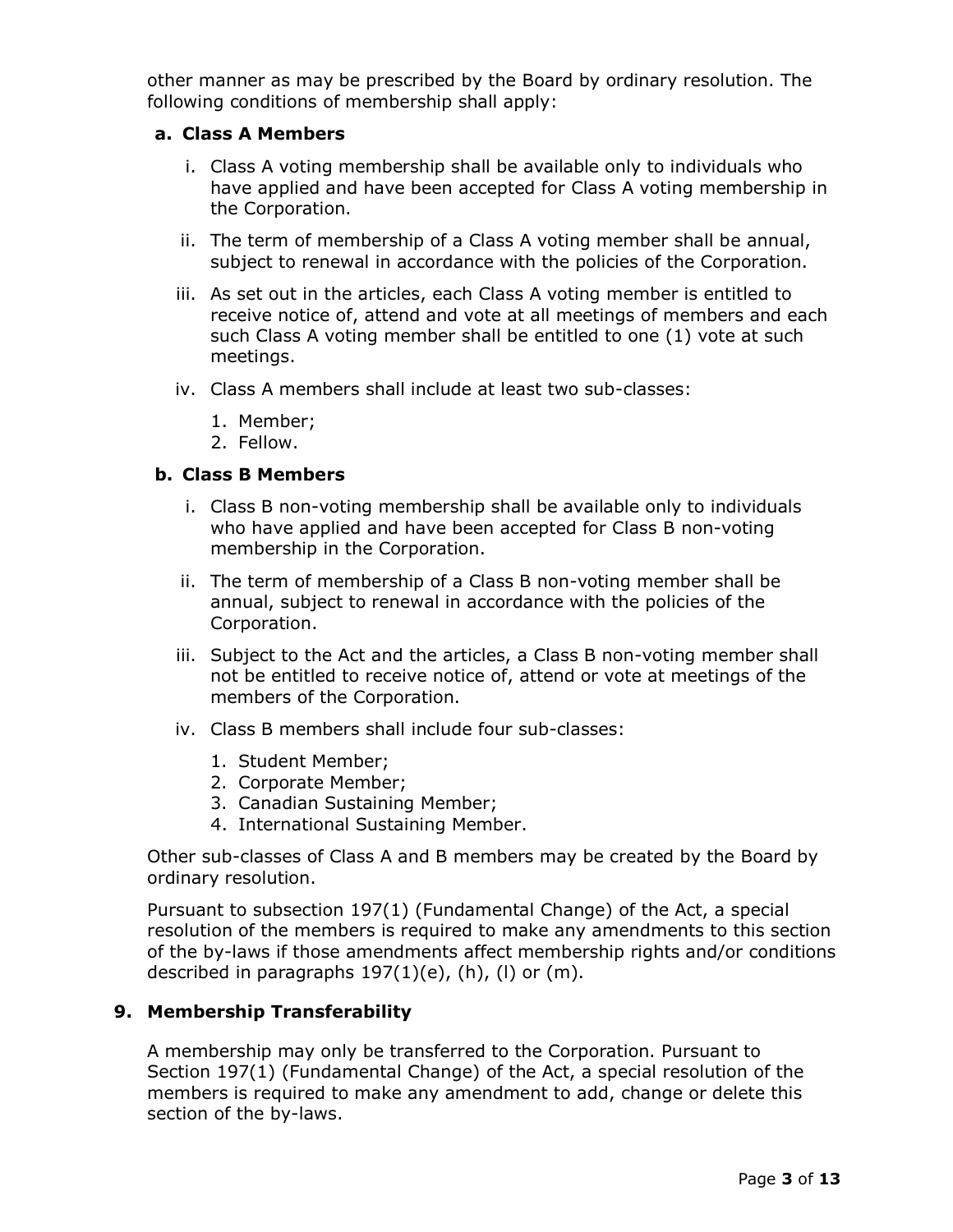other manner as may be prescribed by the Board by ordinary resolution. The following conditions of membership shall apply:

**a. Class A Members**

i. Class A voting membership shall be available only to individuals who have applied and have been accepted for Class A voting membership in the Corporation.

ii. The term of membership of a Class A voting member shall be annual, subject to renewal in accordance with the policies of the Corporation.

iii. As set out in the articles, each Class A voting member is entitled to receive notice of, attend and vote at all meetings of members and each such Class A voting member shall be entitled to one (1) vote at such meetings.

iv. Class A members shall include at least two sub-classes:

1. Member;
2. Fellow.

**b. Class B Members**

i. Class B non-voting membership shall be available only to individuals who have applied and have been accepted for Class B non-voting membership in the Corporation.

ii. The term of membership of a Class B non-voting member shall be annual, subject to renewal in accordance with the policies of the Corporation.

iii. Subject to the Act and the articles, a Class B non-voting member shall not be entitled to receive notice of, attend or vote at meetings of the members of the Corporation.

iv. Class B members shall include four sub-classes:

1. Student Member;
2. Corporate Member;
3. Canadian Sustaining Member;
4. International Sustaining Member.

Other sub-classes of Class A and B members may be created by the Board by ordinary resolution.

Pursuant to subsection 197(1) (Fundamental Change) of the Act, a special resolution of the members is required to make any amendments to this section of the by-laws if those amendments affect membership rights and/or conditions described in paragraphs 197(1)(e), (h), (l) or (m).

## 9. Membership Transferability

A membership may only be transferred to the Corporation. Pursuant to Section 197(1) (Fundamental Change) of the Act, a special resolution of the members is required to make any amendment to add, change or delete this section of the by-laws.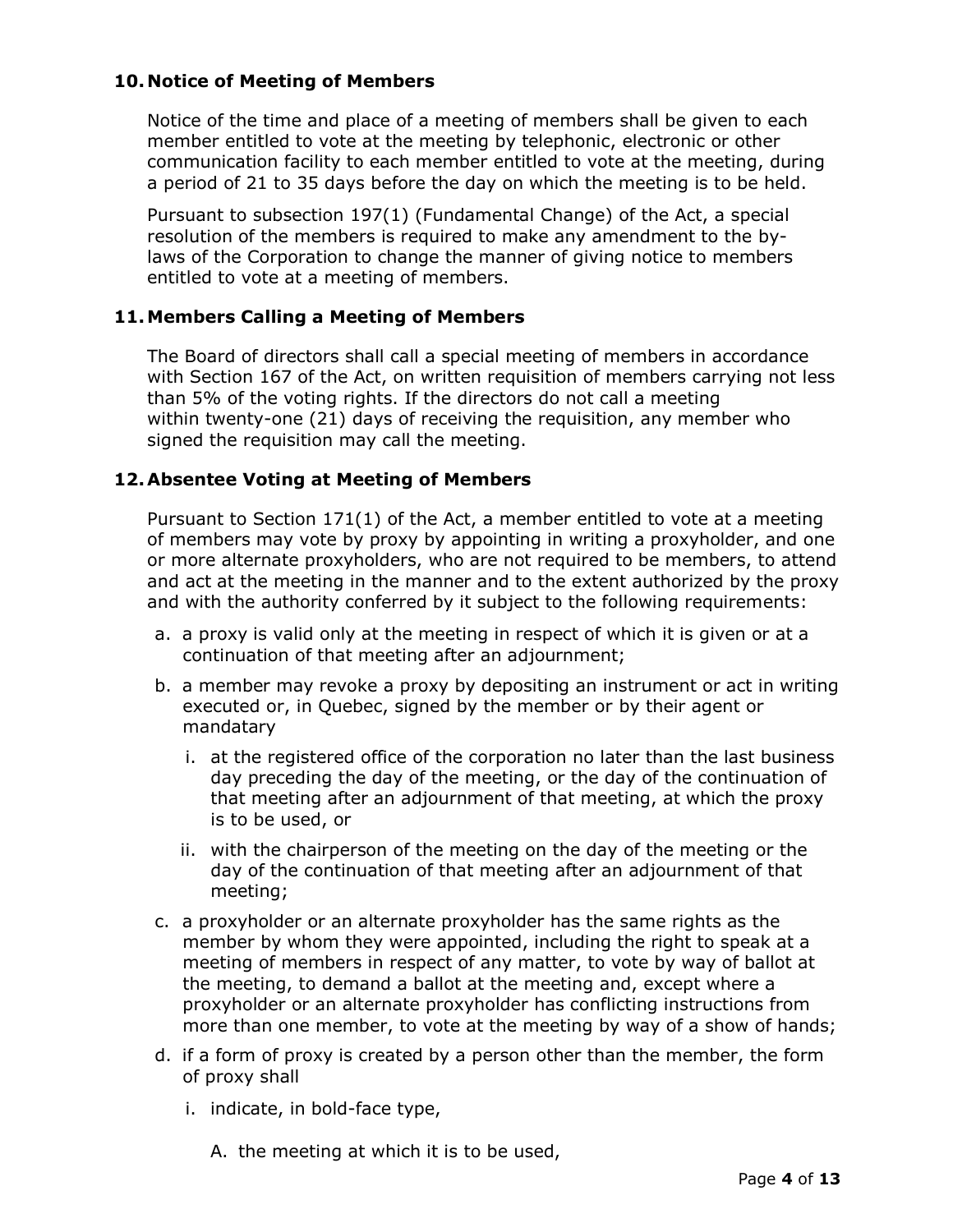## 10. Notice of Meeting of Members

Notice of the time and place of a meeting of members shall be given to each member entitled to vote at the meeting by telephonic, electronic or other communication facility to each member entitled to vote at the meeting, during a period of 21 to 35 days before the day on which the meeting is to be held.

Pursuant to subsection 197(1) (Fundamental Change) of the Act, a special resolution of the members is required to make any amendment to the by-laws of the Corporation to change the manner of giving notice to members entitled to vote at a meeting of members.

## 11. Members Calling a Meeting of Members

The Board of directors shall call a special meeting of members in accordance with Section 167 of the Act, on written requisition of members carrying not less than 5% of the voting rights. If the directors do not call a meeting within twenty-one (21) days of receiving the requisition, any member who signed the requisition may call the meeting.

## 12. Absentee Voting at Meeting of Members

Pursuant to Section 171(1) of the Act, a member entitled to vote at a meeting of members may vote by proxy by appointing in writing a proxyholder, and one or more alternate proxyholders, who are not required to be members, to attend and act at the meeting in the manner and to the extent authorized by the proxy and with the authority conferred by it subject to the following requirements:

a. a proxy is valid only at the meeting in respect of which it is given or at a continuation of that meeting after an adjournment;
b. a member may revoke a proxy by depositing an instrument or act in writing executed or, in Quebec, signed by the member or by their agent or mandatary
   i. at the registered office of the corporation no later than the last business day preceding the day of the meeting, or the day of the continuation of that meeting after an adjournment of that meeting, at which the proxy is to be used, or
   ii. with the chairperson of the meeting on the day of the meeting or the day of the continuation of that meeting after an adjournment of that meeting;
c. a proxyholder or an alternate proxyholder has the same rights as the member by whom they were appointed, including the right to speak at a meeting of members in respect of any matter, to vote by way of ballot at the meeting, to demand a ballot at the meeting and, except where a proxyholder or an alternate proxyholder has conflicting instructions from more than one member, to vote at the meeting by way of a show of hands;
d. if a form of proxy is created by a person other than the member, the form of proxy shall
   i. indicate, in bold-face type,
      A. the meeting at which it is to be used,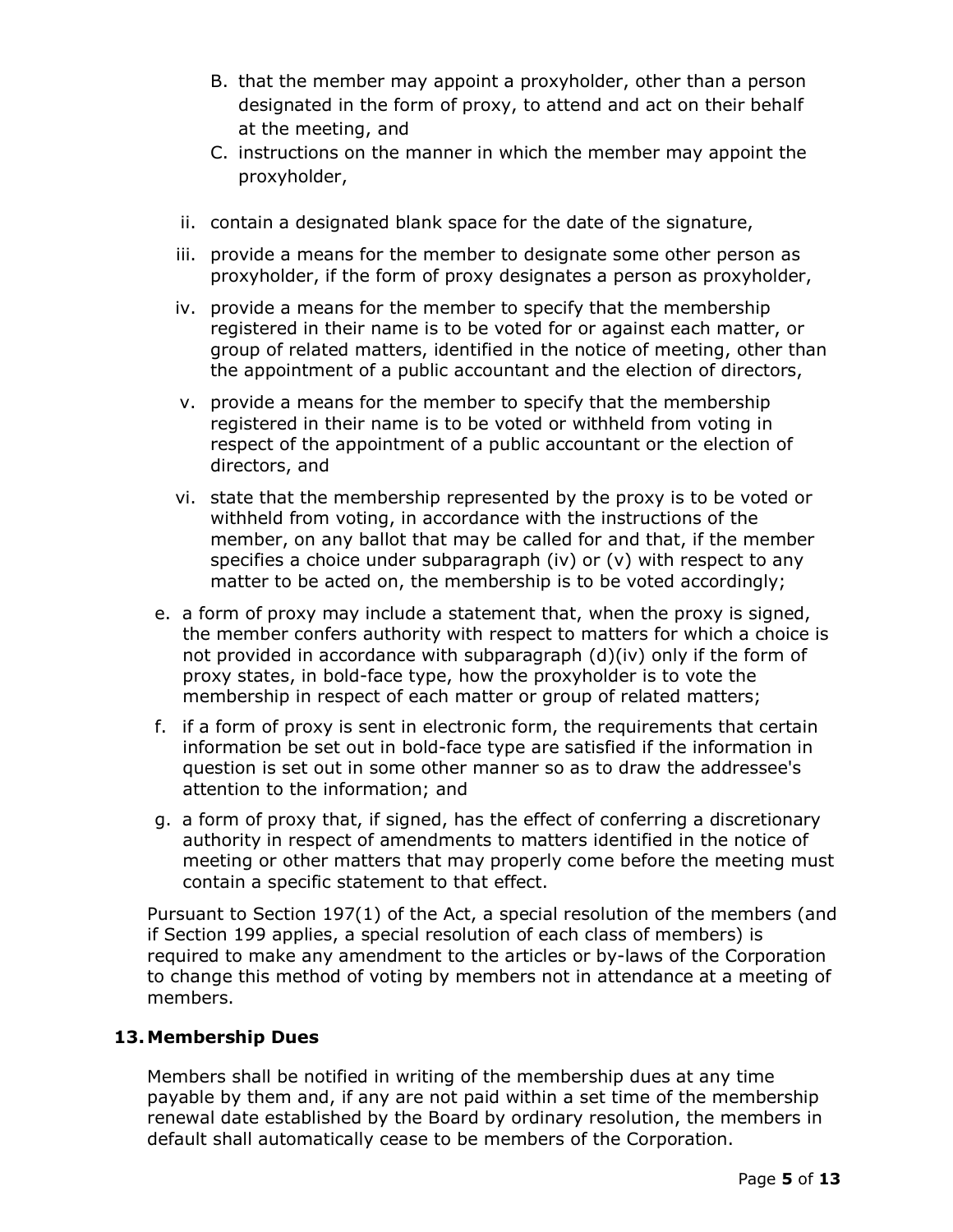B. that the member may appoint a proxyholder, other than a person designated in the form of proxy, to attend and act on their behalf at the meeting, and
   C. instructions on the manner in which the member may appoint the proxyholder,

   ii. contain a designated blank space for the date of the signature,

   iii. provide a means for the member to designate some other person as proxyholder, if the form of proxy designates a person as proxyholder,

   iv. provide a means for the member to specify that the membership registered in their name is to be voted for or against each matter, or group of related matters, identified in the notice of meeting, other than the appointment of a public accountant and the election of directors,

   v. provide a means for the member to specify that the membership registered in their name is to be voted or withheld from voting in respect of the appointment of a public accountant or the election of directors, and

   vi. state that the membership represented by the proxy is to be voted or withheld from voting, in accordance with the instructions of the member, on any ballot that may be called for and that, if the member specifies a choice under subparagraph (iv) or (v) with respect to any matter to be acted on, the membership is to be voted accordingly;

e. a form of proxy may include a statement that, when the proxy is signed, the member confers authority with respect to matters for which a choice is not provided in accordance with subparagraph (d)(iv) only if the form of proxy states, in bold-face type, how the proxyholder is to vote the membership in respect of each matter or group of related matters;

f. if a form of proxy is sent in electronic form, the requirements that certain information be set out in bold-face type are satisfied if the information in question is set out in some other manner so as to draw the addressee's attention to the information; and

g. a form of proxy that, if signed, has the effect of conferring a discretionary authority in respect of amendments to matters identified in the notice of meeting or other matters that may properly come before the meeting must contain a specific statement to that effect.

Pursuant to Section 197(1) of the Act, a special resolution of the members (and if Section 199 applies, a special resolution of each class of members) is required to make any amendment to the articles or by-laws of the Corporation to change this method of voting by members not in attendance at a meeting of members.

## 13. Membership Dues

Members shall be notified in writing of the membership dues at any time payable by them and, if any are not paid within a set time of the membership renewal date established by the Board by ordinary resolution, the members in default shall automatically cease to be members of the Corporation.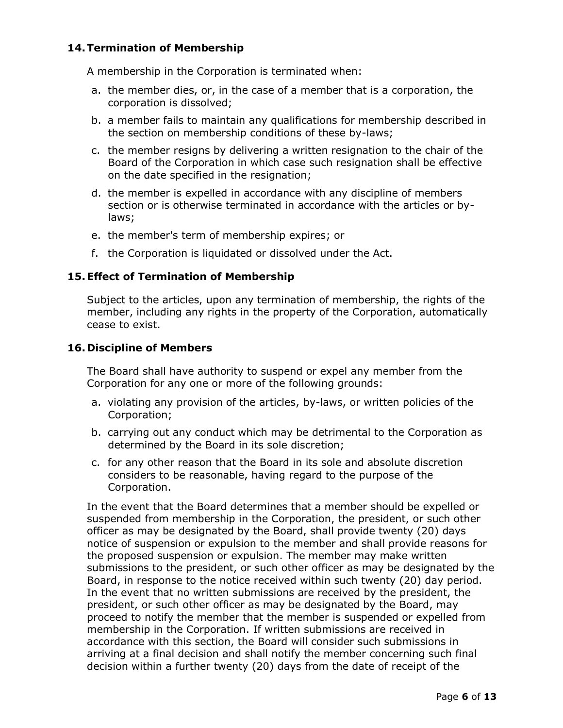## 14. Termination of Membership

A membership in the Corporation is terminated when:

a. the member dies, or, in the case of a member that is a corporation, the corporation is dissolved;
b. a member fails to maintain any qualifications for membership described in the section on membership conditions of these by-laws;
c. the member resigns by delivering a written resignation to the chair of the Board of the Corporation in which case such resignation shall be effective on the date specified in the resignation;
d. the member is expelled in accordance with any discipline of members section or is otherwise terminated in accordance with the articles or by-laws;
e. the member's term of membership expires; or
f. the Corporation is liquidated or dissolved under the Act.

## 15. Effect of Termination of Membership

Subject to the articles, upon any termination of membership, the rights of the member, including any rights in the property of the Corporation, automatically cease to exist.

## 16. Discipline of Members

The Board shall have authority to suspend or expel any member from the Corporation for any one or more of the following grounds:

a. violating any provision of the articles, by-laws, or written policies of the Corporation;
b. carrying out any conduct which may be detrimental to the Corporation as determined by the Board in its sole discretion;
c. for any other reason that the Board in its sole and absolute discretion considers to be reasonable, having regard to the purpose of the Corporation.

In the event that the Board determines that a member should be expelled or suspended from membership in the Corporation, the president, or such other officer as may be designated by the Board, shall provide twenty (20) days notice of suspension or expulsion to the member and shall provide reasons for the proposed suspension or expulsion. The member may make written submissions to the president, or such other officer as may be designated by the Board, in response to the notice received within such twenty (20) day period. In the event that no written submissions are received by the president, the president, or such other officer as may be designated by the Board, may proceed to notify the member that the member is suspended or expelled from membership in the Corporation. If written submissions are received in accordance with this section, the Board will consider such submissions in arriving at a final decision and shall notify the member concerning such final decision within a further twenty (20) days from the date of receipt of the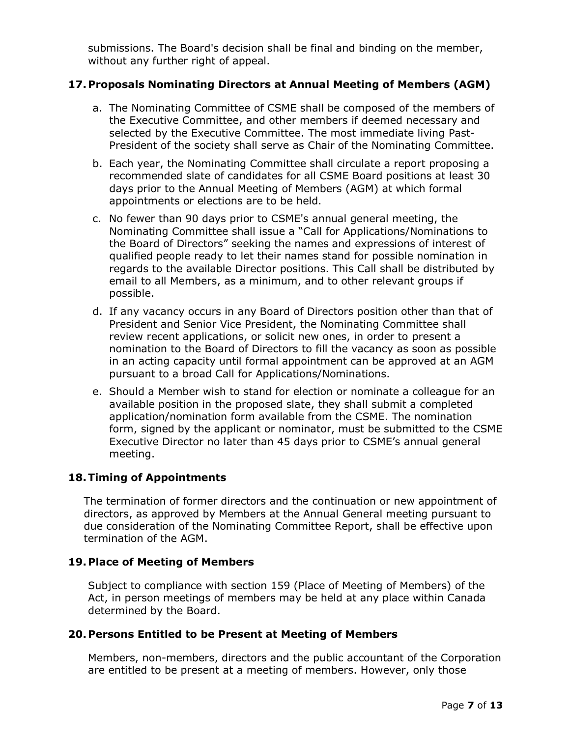submissions. The Board's decision shall be final and binding on the member, without any further right of appeal.

## 17. Proposals Nominating Directors at Annual Meeting of Members (AGM)

a. The Nominating Committee of CSME shall be composed of the members of the Executive Committee, and other members if deemed necessary and selected by the Executive Committee. The most immediate living Past-President of the society shall serve as Chair of the Nominating Committee.

b. Each year, the Nominating Committee shall circulate a report proposing a recommended slate of candidates for all CSME Board positions at least 30 days prior to the Annual Meeting of Members (AGM) at which formal appointments or elections are to be held.

c. No fewer than 90 days prior to CSME's annual general meeting, the Nominating Committee shall issue a "Call for Applications/Nominations to the Board of Directors" seeking the names and expressions of interest of qualified people ready to let their names stand for possible nomination in regards to the available Director positions. This Call shall be distributed by email to all Members, as a minimum, and to other relevant groups if possible.

d. If any vacancy occurs in any Board of Directors position other than that of President and Senior Vice President, the Nominating Committee shall review recent applications, or solicit new ones, in order to present a nomination to the Board of Directors to fill the vacancy as soon as possible in an acting capacity until formal appointment can be approved at an AGM pursuant to a broad Call for Applications/Nominations.

e. Should a Member wish to stand for election or nominate a colleague for an available position in the proposed slate, they shall submit a completed application/nomination form available from the CSME. The nomination form, signed by the applicant or nominator, must be submitted to the CSME Executive Director no later than 45 days prior to CSME's annual general meeting.

## 18. Timing of Appointments

The termination of former directors and the continuation or new appointment of directors, as approved by Members at the Annual General meeting pursuant to due consideration of the Nominating Committee Report, shall be effective upon termination of the AGM.

## 19. Place of Meeting of Members

Subject to compliance with section 159 (Place of Meeting of Members) of the Act, in person meetings of members may be held at any place within Canada determined by the Board.

## 20. Persons Entitled to be Present at Meeting of Members

Members, non-members, directors and the public accountant of the Corporation are entitled to be present at a meeting of members. However, only those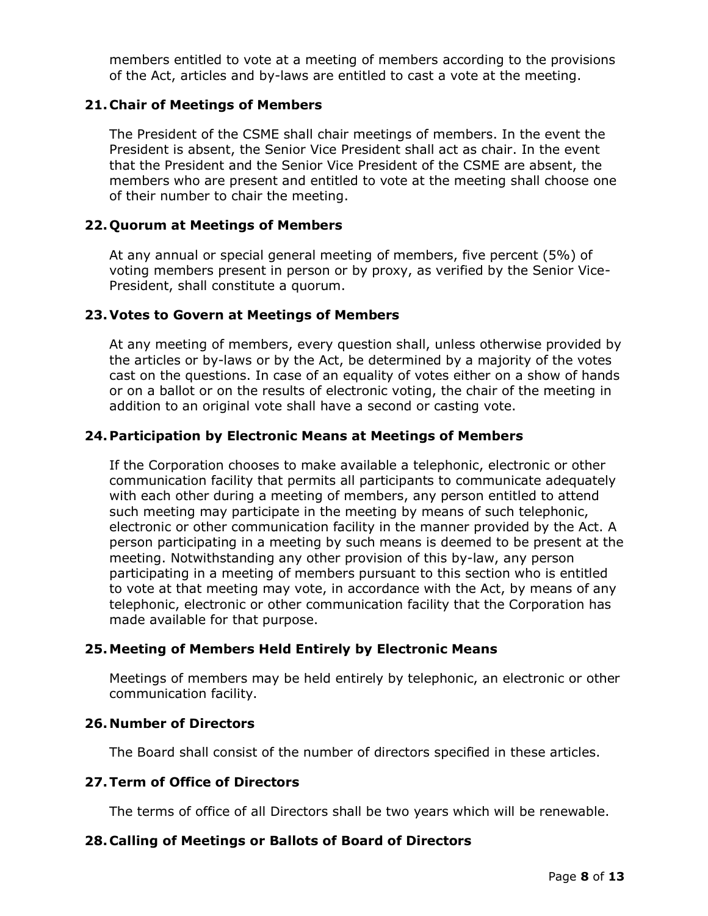members entitled to vote at a meeting of members according to the provisions of the Act, articles and by-laws are entitled to cast a vote at the meeting.

## 21. Chair of Meetings of Members

The President of the CSME shall chair meetings of members. In the event the President is absent, the Senior Vice President shall act as chair. In the event that the President and the Senior Vice President of the CSME are absent, the members who are present and entitled to vote at the meeting shall choose one of their number to chair the meeting.

## 22. Quorum at Meetings of Members

At any annual or special general meeting of members, five percent (5%) of voting members present in person or by proxy, as verified by the Senior Vice-President, shall constitute a quorum.

## 23. Votes to Govern at Meetings of Members

At any meeting of members, every question shall, unless otherwise provided by the articles or by-laws or by the Act, be determined by a majority of the votes cast on the questions. In case of an equality of votes either on a show of hands or on a ballot or on the results of electronic voting, the chair of the meeting in addition to an original vote shall have a second or casting vote.

## 24. Participation by Electronic Means at Meetings of Members

If the Corporation chooses to make available a telephonic, electronic or other communication facility that permits all participants to communicate adequately with each other during a meeting of members, any person entitled to attend such meeting may participate in the meeting by means of such telephonic, electronic or other communication facility in the manner provided by the Act. A person participating in a meeting by such means is deemed to be present at the meeting. Notwithstanding any other provision of this by-law, any person participating in a meeting of members pursuant to this section who is entitled to vote at that meeting may vote, in accordance with the Act, by means of any telephonic, electronic or other communication facility that the Corporation has made available for that purpose.

## 25. Meeting of Members Held Entirely by Electronic Means

Meetings of members may be held entirely by telephonic, an electronic or other communication facility.

## 26. Number of Directors

The Board shall consist of the number of directors specified in these articles.

## 27. Term of Office of Directors

The terms of office of all Directors shall be two years which will be renewable.

## 28. Calling of Meetings or Ballots of Board of Directors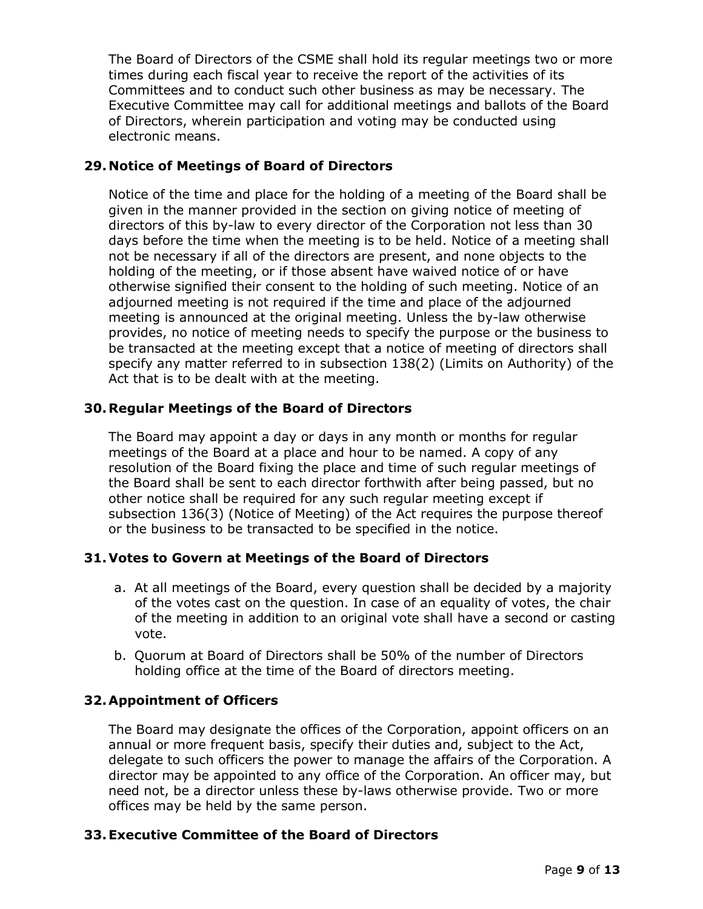The Board of Directors of the CSME shall hold its regular meetings two or more times during each fiscal year to receive the report of the activities of its Committees and to conduct such other business as may be necessary. The Executive Committee may call for additional meetings and ballots of the Board of Directors, wherein participation and voting may be conducted using electronic means.

### 29. Notice of Meetings of Board of Directors

Notice of the time and place for the holding of a meeting of the Board shall be given in the manner provided in the section on giving notice of meeting of directors of this by-law to every director of the Corporation not less than 30 days before the time when the meeting is to be held. Notice of a meeting shall not be necessary if all of the directors are present, and none objects to the holding of the meeting, or if those absent have waived notice of or have otherwise signified their consent to the holding of such meeting. Notice of an adjourned meeting is not required if the time and place of the adjourned meeting is announced at the original meeting. Unless the by-law otherwise provides, no notice of meeting needs to specify the purpose or the business to be transacted at the meeting except that a notice of meeting of directors shall specify any matter referred to in subsection 138(2) (Limits on Authority) of the Act that is to be dealt with at the meeting.

### 30. Regular Meetings of the Board of Directors

The Board may appoint a day or days in any month or months for regular meetings of the Board at a place and hour to be named. A copy of any resolution of the Board fixing the place and time of such regular meetings of the Board shall be sent to each director forthwith after being passed, but no other notice shall be required for any such regular meeting except if subsection 136(3) (Notice of Meeting) of the Act requires the purpose thereof or the business to be transacted to be specified in the notice.

### 31. Votes to Govern at Meetings of the Board of Directors

a. At all meetings of the Board, every question shall be decided by a majority of the votes cast on the question. In case of an equality of votes, the chair of the meeting in addition to an original vote shall have a second or casting vote.
b. Quorum at Board of Directors shall be 50% of the number of Directors holding office at the time of the Board of directors meeting.

### 32. Appointment of Officers

The Board may designate the offices of the Corporation, appoint officers on an annual or more frequent basis, specify their duties and, subject to the Act, delegate to such officers the power to manage the affairs of the Corporation. A director may be appointed to any office of the Corporation. An officer may, but need not, be a director unless these by-laws otherwise provide. Two or more offices may be held by the same person.

### 33. Executive Committee of the Board of Directors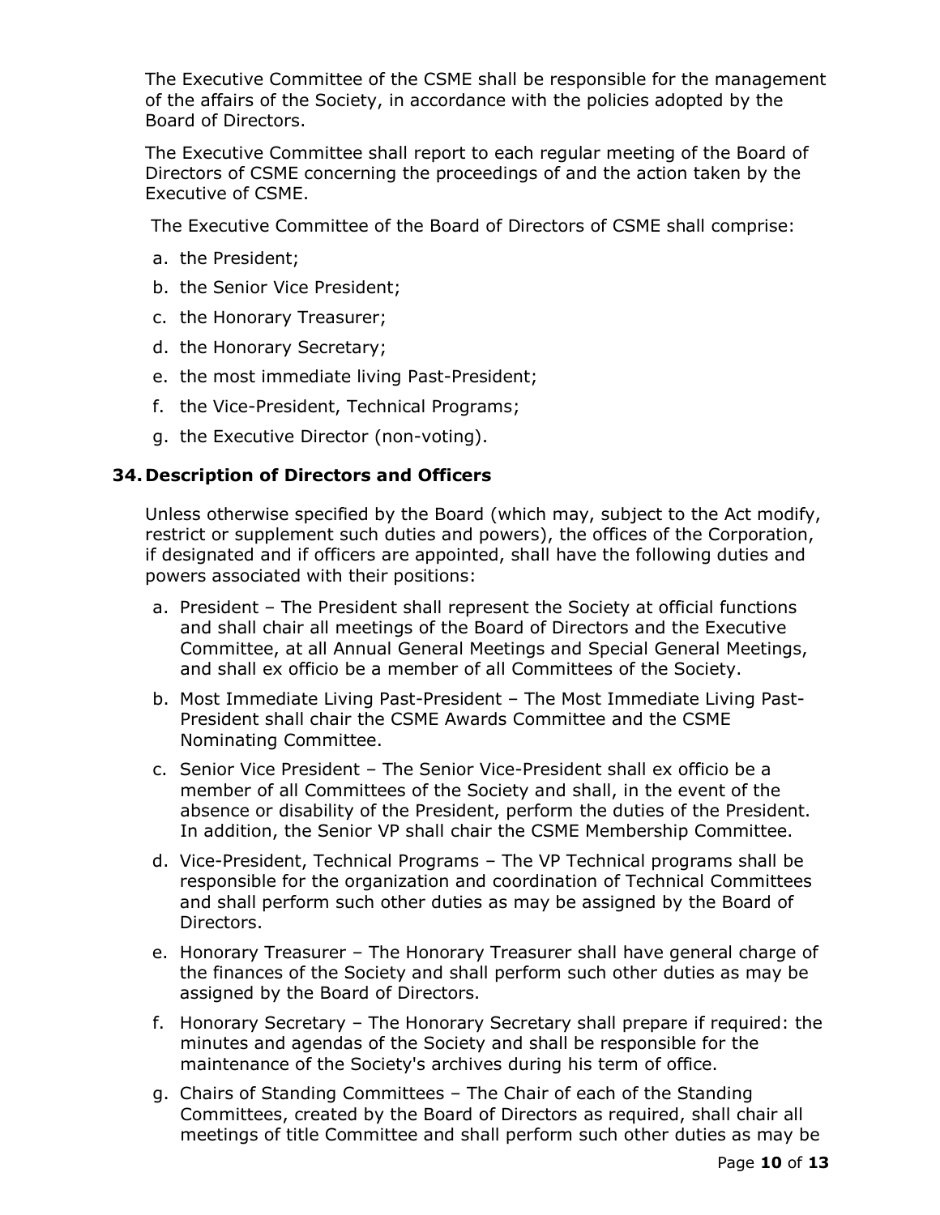The Executive Committee of the CSME shall be responsible for the management of the affairs of the Society, in accordance with the policies adopted by the Board of Directors.

The Executive Committee shall report to each regular meeting of the Board of Directors of CSME concerning the proceedings of and the action taken by the Executive of CSME.

The Executive Committee of the Board of Directors of CSME shall comprise:

a. the President;
b. the Senior Vice President;
c. the Honorary Treasurer;
d. the Honorary Secretary;
e. the most immediate living Past-President;
f. the Vice-President, Technical Programs;
g. the Executive Director (non-voting).

## 34. Description of Directors and Officers

Unless otherwise specified by the Board (which may, subject to the Act modify, restrict or supplement such duties and powers), the offices of the Corporation, if designated and if officers are appointed, shall have the following duties and powers associated with their positions:

a. President – The President shall represent the Society at official functions and shall chair all meetings of the Board of Directors and the Executive Committee, at all Annual General Meetings and Special General Meetings, and shall ex officio be a member of all Committees of the Society.
b. Most Immediate Living Past-President – The Most Immediate Living Past-President shall chair the CSME Awards Committee and the CSME Nominating Committee.
c. Senior Vice President – The Senior Vice-President shall ex officio be a member of all Committees of the Society and shall, in the event of the absence or disability of the President, perform the duties of the President. In addition, the Senior VP shall chair the CSME Membership Committee.
d. Vice-President, Technical Programs – The VP Technical programs shall be responsible for the organization and coordination of Technical Committees and shall perform such other duties as may be assigned by the Board of Directors.
e. Honorary Treasurer – The Honorary Treasurer shall have general charge of the finances of the Society and shall perform such other duties as may be assigned by the Board of Directors.
f. Honorary Secretary – The Honorary Secretary shall prepare if required: the minutes and agendas of the Society and shall be responsible for the maintenance of the Society's archives during his term of office.
g. Chairs of Standing Committees – The Chair of each of the Standing Committees, created by the Board of Directors as required, shall chair all meetings of title Committee and shall perform such other duties as may be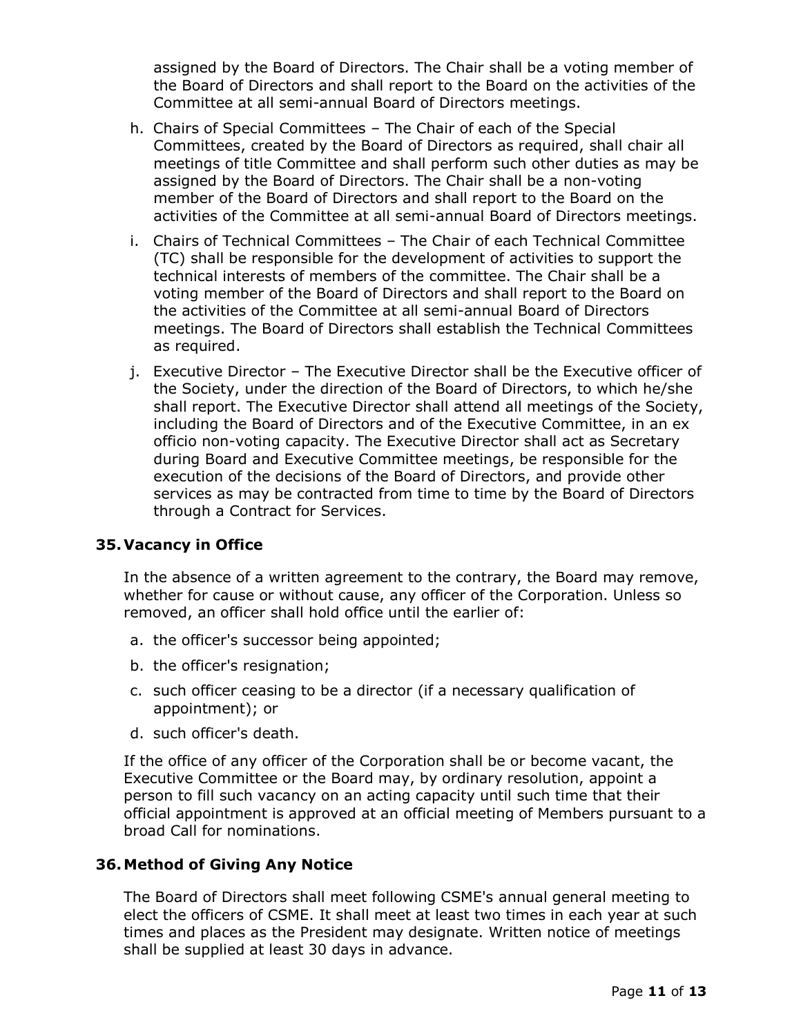assigned by the Board of Directors. The Chair shall be a voting member of the Board of Directors and shall report to the Board on the activities of the Committee at all semi-annual Board of Directors meetings.

h. Chairs of Special Committees – The Chair of each of the Special Committees, created by the Board of Directors as required, shall chair all meetings of title Committee and shall perform such other duties as may be assigned by the Board of Directors. The Chair shall be a non-voting member of the Board of Directors and shall report to the Board on the activities of the Committee at all semi-annual Board of Directors meetings.

i. Chairs of Technical Committees – The Chair of each Technical Committee (TC) shall be responsible for the development of activities to support the technical interests of members of the committee. The Chair shall be a voting member of the Board of Directors and shall report to the Board on the activities of the Committee at all semi-annual Board of Directors meetings. The Board of Directors shall establish the Technical Committees as required.

j. Executive Director – The Executive Director shall be the Executive officer of the Society, under the direction of the Board of Directors, to which he/she shall report. The Executive Director shall attend all meetings of the Society, including the Board of Directors and of the Executive Committee, in an ex officio non-voting capacity. The Executive Director shall act as Secretary during Board and Executive Committee meetings, be responsible for the execution of the decisions of the Board of Directors, and provide other services as may be contracted from time to time by the Board of Directors through a Contract for Services.

## 35. Vacancy in Office

In the absence of a written agreement to the contrary, the Board may remove, whether for cause or without cause, any officer of the Corporation. Unless so removed, an officer shall hold office until the earlier of:

a. the officer's successor being appointed;
b. the officer's resignation;
c. such officer ceasing to be a director (if a necessary qualification of appointment); or
d. such officer's death.

If the office of any officer of the Corporation shall be or become vacant, the Executive Committee or the Board may, by ordinary resolution, appoint a person to fill such vacancy on an acting capacity until such time that their official appointment is approved at an official meeting of Members pursuant to a broad Call for nominations.

## 36. Method of Giving Any Notice

The Board of Directors shall meet following CSME's annual general meeting to elect the officers of CSME. It shall meet at least two times in each year at such times and places as the President may designate. Written notice of meetings shall be supplied at least 30 days in advance.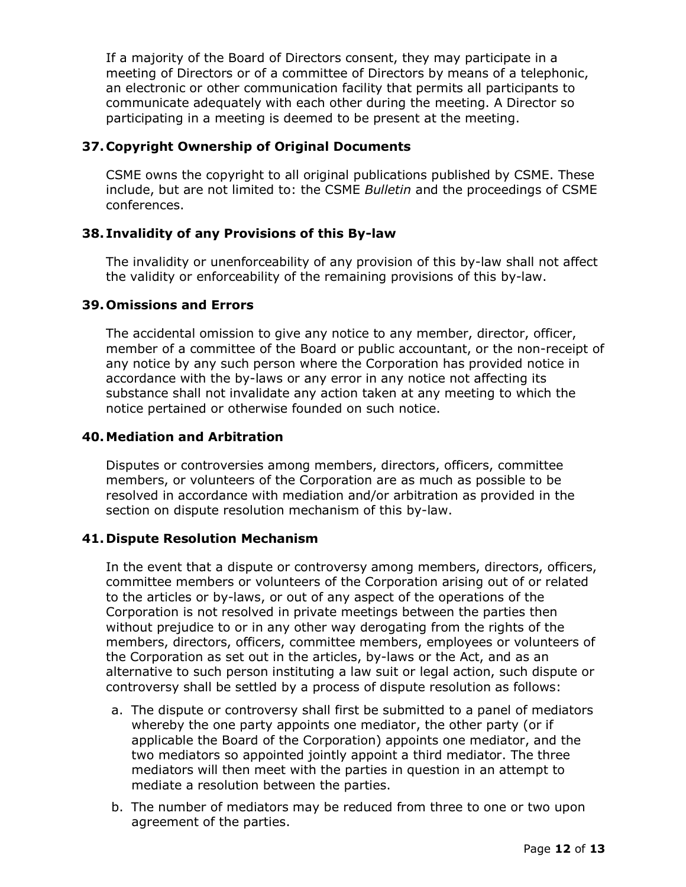If a majority of the Board of Directors consent, they may participate in a meeting of Directors or of a committee of Directors by means of a telephonic, an electronic or other communication facility that permits all participants to communicate adequately with each other during the meeting. A Director so participating in a meeting is deemed to be present at the meeting.

## 37. Copyright Ownership of Original Documents

CSME owns the copyright to all original publications published by CSME. These include, but are not limited to: the CSME *Bulletin* and the proceedings of CSME conferences.

## 38. Invalidity of any Provisions of this By-law

The invalidity or unenforceability of any provision of this by-law shall not affect the validity or enforceability of the remaining provisions of this by-law.

## 39. Omissions and Errors

The accidental omission to give any notice to any member, director, officer, member of a committee of the Board or public accountant, or the non-receipt of any notice by any such person where the Corporation has provided notice in accordance with the by-laws or any error in any notice not affecting its substance shall not invalidate any action taken at any meeting to which the notice pertained or otherwise founded on such notice.

## 40. Mediation and Arbitration

Disputes or controversies among members, directors, officers, committee members, or volunteers of the Corporation are as much as possible to be resolved in accordance with mediation and/or arbitration as provided in the section on dispute resolution mechanism of this by-law.

## 41. Dispute Resolution Mechanism

In the event that a dispute or controversy among members, directors, officers, committee members or volunteers of the Corporation arising out of or related to the articles or by-laws, or out of any aspect of the operations of the Corporation is not resolved in private meetings between the parties then without prejudice to or in any other way derogating from the rights of the members, directors, officers, committee members, employees or volunteers of the Corporation as set out in the articles, by-laws or the Act, and as an alternative to such person instituting a law suit or legal action, such dispute or controversy shall be settled by a process of dispute resolution as follows:

a. The dispute or controversy shall first be submitted to a panel of mediators whereby the one party appoints one mediator, the other party (or if applicable the Board of the Corporation) appoints one mediator, and the two mediators so appointed jointly appoint a third mediator. The three mediators will then meet with the parties in question in an attempt to mediate a resolution between the parties.

b. The number of mediators may be reduced from three to one or two upon agreement of the parties.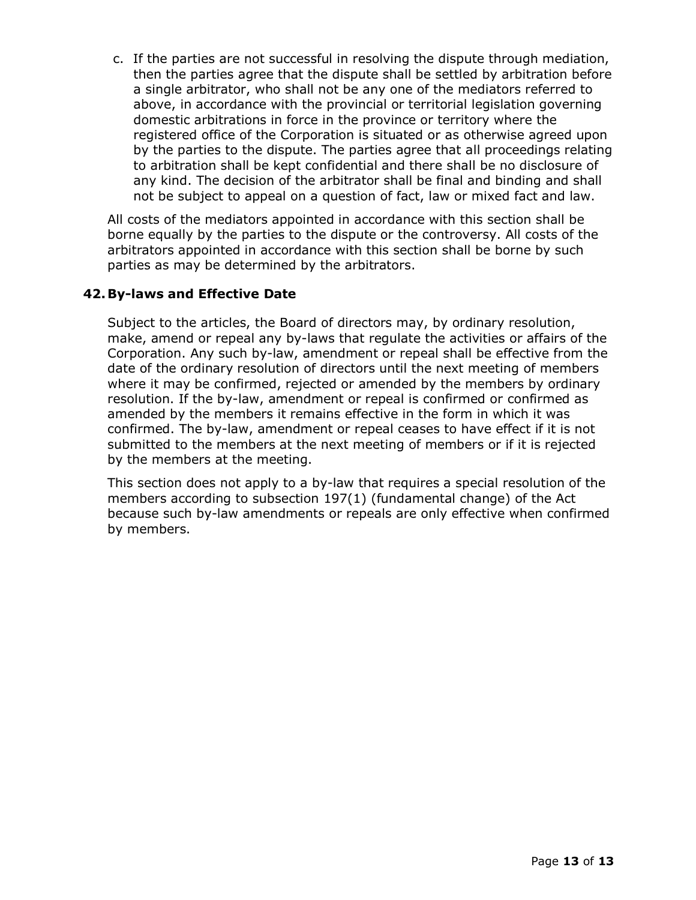c. If the parties are not successful in resolving the dispute through mediation, then the parties agree that the dispute shall be settled by arbitration before a single arbitrator, who shall not be any one of the mediators referred to above, in accordance with the provincial or territorial legislation governing domestic arbitrations in force in the province or territory where the registered office of the Corporation is situated or as otherwise agreed upon by the parties to the dispute. The parties agree that all proceedings relating to arbitration shall be kept confidential and there shall be no disclosure of any kind. The decision of the arbitrator shall be final and binding and shall not be subject to appeal on a question of fact, law or mixed fact and law.

All costs of the mediators appointed in accordance with this section shall be borne equally by the parties to the dispute or the controversy. All costs of the arbitrators appointed in accordance with this section shall be borne by such parties as may be determined by the arbitrators.

## 42. By-laws and Effective Date

Subject to the articles, the Board of directors may, by ordinary resolution, make, amend or repeal any by-laws that regulate the activities or affairs of the Corporation. Any such by-law, amendment or repeal shall be effective from the date of the ordinary resolution of directors until the next meeting of members where it may be confirmed, rejected or amended by the members by ordinary resolution. If the by-law, amendment or repeal is confirmed or confirmed as amended by the members it remains effective in the form in which it was confirmed. The by-law, amendment or repeal ceases to have effect if it is not submitted to the members at the next meeting of members or if it is rejected by the members at the meeting.

This section does not apply to a by-law that requires a special resolution of the members according to subsection 197(1) (fundamental change) of the Act because such by-law amendments or repeals are only effective when confirmed by members.